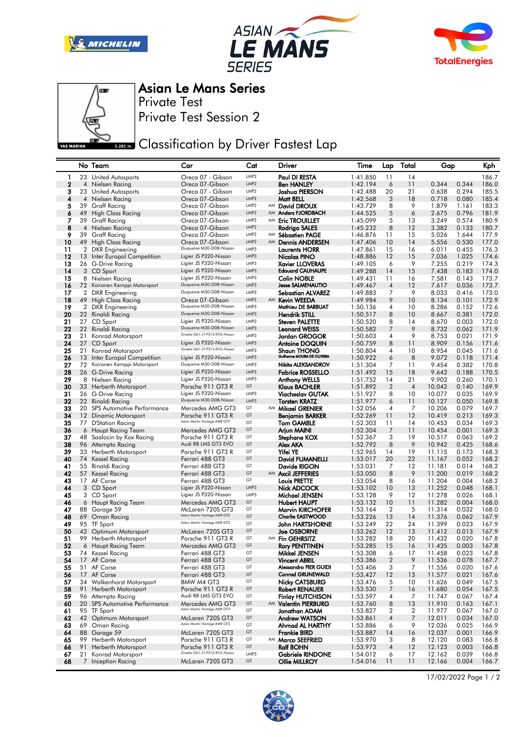# Asian Le Mans Series

Private Test

Private Test Session 2

## Classification by Driver Fastest Lap

| | No | Team | Car | Cat | | Driver | Time | Lap | Total | Gap | | Kph |
|---|---|---|---|---|---|---|---|---|---|---|---|---|
| 1 | 23 | United Autosports | Oreca 07 - Gibson | LMP2 | | Paul DI RESTA | 1:41.850 | 11 | 14 | | | 186.7 |
| 2 | 4 | Nielsen Racing | Oreca 07-Gibson | LMP2 | | Ben HANLEY | 1:42.194 | 6 | 11 | 0.344 | 0.344 | 186.0 |
| 3 | 23 | United Autosports | Oreca 07 - Gibson | LMP2 | | Joshua PIERSON | 1:42.488 | 20 | 21 | 0.638 | 0.294 | 185.5 |
| 4 | 4 | Nielsen Racing | Oreca 07-Gibson | LMP2 | | Matt BELL | 1:42.568 | 3 | 18 | 0.718 | 0.080 | 185.4 |
| 5 | 39 | Graff Racing | Oreca 07-Gibson | LMP2 | AM | David DROUX | 1:43.729 | 8 | 9 | 1.879 | 1.161 | 183.3 |
| 6 | 49 | High Class Racing | Oreca 07-Gibson | LMP2 | AM | Anders FJORDBACH | 1:44.525 | 5 | 6 | 2.675 | 0.796 | 181.9 |
| 7 | 39 | Graff Racing | Oreca 07-Gibson | LMP2 | AM | Eric TROUILLET | 1:45.099 | 5 | 13 | 3.249 | 0.574 | 180.9 |
| 8 | 4 | Nielsen Racing | Oreca 07-Gibson | LMP2 | | Rodrigo SALES | 1:45.232 | 8 | 12 | 3.382 | 0.133 | 180.7 |
| 9 | 39 | Graff Racing | Oreca 07-Gibson | LMP2 | AM | Sébastien PAGE | 1:46.876 | 11 | 15 | 5.026 | 1.644 | 177.9 |
| 10 | 49 | High Class Racing | Oreca 07-Gibson | LMP2 | AM | Dennis ANDERSEN | 1:47.406 | 10 | 14 | 5.556 | 0.530 | 177.0 |
| 11 | 2 | DKR Engineering | Duqueine M30-D08-Nissan | LMP3 | | Laurents HORR | 1:47.861 | 15 | 16 | 6.011 | 0.455 | 176.3 |
| 12 | 13 | Inter Europol Competition | Ligier JS P320-Nissan | LMP3 | | Nicolas PINO | 1:48.886 | 12 | 15 | 7.036 | 1.025 | 174.6 |
| 13 | 26 | G-Drive Racing | Ligier JS P320-Nissan | LMP3 | | Xavier LLOVERAS | 1:49.105 | 6 | 9 | 7.255 | 0.219 | 174.3 |
| 14 | 3 | CD Sport | Ligier JS P320-Nissan | LMP3 | | Edouard CAUHAUPE | 1:49.288 | 14 | 15 | 7.438 | 0.183 | 174.0 |
| 15 | 8 | Nielsen Racing | Ligier JS P320-Nissan | LMP3 | | Colin NOBLE | 1:49.431 | 11 | 16 | 7.581 | 0.143 | 173.7 |
| 16 | 72 | Koiranen Kemppi Motorsport | Duqueine M30-D08-Nissan | LMP3 | | Jesse SALMENAUTIO | 1:49.467 | 4 | 12 | 7.617 | 0.036 | 173.7 |
| 17 | 2 | DKR Engineering | Duqueine M30-D08-Nissan | LMP3 | | Sebastian ALVAREZ | 1:49.883 | 7 | 9 | 8.033 | 0.416 | 173.0 |
| 18 | 49 | High Class Racing | Oreca 07-Gibson | LMP2 | AM | Kevin WEEDA | 1:49.984 | 9 | 10 | 8.134 | 0.101 | 172.9 |
| 19 | 2 | DKR Engineering | Duqueine M30-D08-Nissan | LMP3 | | Mathieu DE BARBUAT | 1:50.136 | 4 | 10 | 8.286 | 0.152 | 172.6 |
| 20 | 22 | Rinaldi Racing | Duqueine M30-D08-Nissan | LMP3 | | Hendrik STILL | 1:50.517 | 8 | 10 | 8.667 | 0.381 | 172.0 |
| 21 | 27 | CD Sport | Ligier JS P320-Nissan | LMP3 | | Steven PALETTE | 1:50.520 | 8 | 14 | 8.670 | 0.003 | 172.0 |
| 22 | 22 | Rinaldi Racing | Duqueine M30-D08-Nissan | LMP3 | | Leonard WEISS | 1:50.582 | 7 | 9 | 8.732 | 0.062 | 171.9 |
| 23 | 21 | Konrad Motorsport | Ginetta G61-LT-P315-EVO-Nissan | LMP3 | | Jordan GROGOR | 1:50.603 | 4 | 9 | 8.753 | 0.021 | 171.9 |
| 24 | 27 | CD Sport | Ligier JS P320-Nissan | LMP3 | | Antoine DOQUIN | 1:50.759 | 8 | 11 | 8.909 | 0.156 | 171.6 |
| 25 | 21 | Konrad Motorsport | Ginetta G61-LT-P315-EVO-Nissan | LMP3 | | Shaun THONG | 1:50.804 | 4 | 10 | 8.954 | 0.045 | 171.6 |
| 26 | 13 | Inter Europol Competition | Ligier JS P320-Nissan | LMP3 | | Guilherme MOURA DE OLIVEIRA | 1:50.922 | 6 | 8 | 9.072 | 0.118 | 171.4 |
| 27 | 72 | Koiranen Kemppi Motorsport | Duqueine M30-D08-Nissan | LMP3 | | Nikita ALEKSANDROV | 1:51.304 | 7 | 11 | 9.454 | 0.382 | 170.8 |
| 28 | 26 | G-Drive Racing | Ligier JS P320-Nissan | LMP3 | | Fabrice ROSSELLO | 1:51.492 | 15 | 18 | 9.642 | 0.188 | 170.5 |
| 29 | 8 | Nielsen Racing | Ligier JS P320-Nissan | LMP3 | | Anthony WELLS | 1:51.752 | 14 | 21 | 9.902 | 0.260 | 170.1 |
| 30 | 33 | Herberth Motorsport | Porsche 911 GT3 R | GT | | Klaus BACHLER | 1:51.892 | 2 | 4 | 10.042 | 0.140 | 169.9 |
| 31 | 26 | G-Drive Racing | Ligier JS P320-Nissan | LMP3 | | Viacheslav GUTAK | 1:51.927 | 8 | 10 | 10.077 | 0.035 | 169.9 |
| 32 | 22 | Rinaldi Racing | Duqueine M30-D08-Nissan | LMP3 | | Torsten KRATZ | 1:51.977 | 6 | 11 | 10.127 | 0.050 | 169.8 |
| 33 | 20 | SPS Automotive Performance | Mercedes AMG GT3 | GT | AM | Mikael GRENIER | 1:52.056 | 4 | 7 | 10.206 | 0.079 | 169.7 |
| 34 | 12 | Dinamic Motorsport | Porsche 911 GT3 R | GT | | Benjamin BARKER | 1:52.269 | 11 | 12 | 10.419 | 0.213 | 169.3 |
| 35 | 77 | D'Station Racing | Aston Martin Vantage AMR GT3 | GT | | Tom GAMBLE | 1:52.303 | 11 | 14 | 10.453 | 0.034 | 169.3 |
| 36 | 6 | Haupt Racing Team | Mercedes AMG GT3 | GT | | Arjun MAINI | 1:52.304 | 7 | 11 | 10.454 | 0.001 | 169.3 |
| 37 | 48 | Saalocin by Kox Racing | Porsche 911 GT3 R | GT | | Stephane KOX | 1:52.367 | 3 | 19 | 10.517 | 0.063 | 169.2 |
| 38 | 96 | Attempto Racing | Audi R8 LMS GT3 EVO | GT | | Alex AKA | 1:52.792 | 8 | 9 | 10.942 | 0.425 | 168.6 |
| 39 | 33 | Herberth Motorsport | Porsche 911 GT3 R | GT | | Yifei YE | 1:52.965 | 14 | 19 | 11.115 | 0.173 | 168.3 |
| 40 | 74 | Kessel Racing | Ferrari 488 GT3 | GT | | David FUMANELLI | 1:53.017 | 20 | 22 | 11.167 | 0.052 | 168.2 |
| 41 | 55 | Rinaldi Racing | Ferrari 488 GT3 | GT | | Davide RIGON | 1:53.031 | 7 | 12 | 11.181 | 0.014 | 168.2 |
| 42 | 57 | Kessel Racing | Ferrari 488 GT3 | GT | AM | Axcil JEFFERIES | 1:53.050 | 8 | 9 | 11.200 | 0.019 | 168.2 |
| 43 | 17 | AF Corse | Ferrari 488 GT3 | GT | | Louis PRETTE | 1:53.054 | 8 | 16 | 11.204 | 0.004 | 168.2 |
| 44 | 3 | CD Sport | Ligier JS P320-Nissan | LMP3 | | Nick ADCOCK | 1:53.102 | 10 | 13 | 11.252 | 0.048 | 168.1 |
| 45 | 3 | CD Sport | Ligier JS P320-Nissan | LMP3 | | Michael JENSEN | 1:53.128 | 9 | 12 | 11.278 | 0.026 | 168.1 |
| 46 | 6 | Haupt Racing Team | Mercedes AMG GT3 | GT | | Hubert HAUPT | 1:53.132 | 10 | 11 | 11.282 | 0.004 | 168.0 |
| 47 | 88 | Garage 59 | McLaren 720S GT3 | GT | | Marvin KIRCHOFER | 1:53.164 | 2 | 5 | 11.314 | 0.032 | 168.0 |
| 48 | 69 | Oman Racing | Aston Martin Vantage AMR GT3 | GT | | Charlie EASTWOOD | 1:53.226 | 13 | 14 | 11.376 | 0.062 | 167.9 |
| 49 | 95 | TF Sport | Aston Martin Vantage AMR GT3 | GT | | John HARTSHORNE | 1:53.249 | 22 | 24 | 11.399 | 0.023 | 167.9 |
| 50 | 42 | Optimum Motorsport | McLaren 720S GT3 | GT | | Joe OSBORNE | 1:53.262 | 12 | 13 | 11.412 | 0.013 | 167.9 |
| 51 | 99 | Herberth Motorsport | Porsche 911 GT3 R | GT | AM | Fin GEHRSITZ | 1:53.282 | 18 | 20 | 11.432 | 0.020 | 167.8 |
| 52 | 6 | Haupt Racing Team | Mercedes AMG GT3 | GT | | Rory PENTTINEN | 1:53.285 | 15 | 16 | 11.435 | 0.003 | 167.8 |
| 53 | 74 | Kessel Racing | Ferrari 488 GT3 | GT | | Mikkel JENSEN | 1:53.308 | 6 | 17 | 11.458 | 0.023 | 167.8 |
| 54 | 17 | AF Corse | Ferrari 488 GT3 | GT | | Vincent ABRIL | 1:53.386 | 2 | 9 | 11.536 | 0.078 | 167.7 |
| 55 | 51 | AF Corse | Ferrari 488 GT3 | GT | | Alessandro PIER GUIDI | 1:53.406 | 3 | 7 | 11.556 | 0.020 | 167.6 |
| 56 | 17 | AF Corse | Ferrari 488 GT3 | GT | | Conrad GRUNEWALD | 1:53.427 | 12 | 13 | 11.577 | 0.021 | 167.6 |
| 57 | 34 | Walkenhorst Motorsport | BMW M4 GT3 | GT | | Nicky CATSBURG | 1:53.476 | 5 | 10 | 11.626 | 0.049 | 167.5 |
| 58 | 91 | Herberth Motorsport | Porsche 911 GT3 R | GT | | Robert RENAUER | 1:53.530 | 7 | 16 | 11.680 | 0.054 | 167.5 |
| 59 | 96 | Attempto Racing | Audi R8 LMS GT3 EVO | GT | | Finlay HUTCHISON | 1:53.597 | 4 | 7 | 11.747 | 0.067 | 167.4 |
| 60 | 20 | SPS Automotive Performance | Mercedes AMG GT3 | GT | AM | Valentin PIERBURG | 1:53.760 | 8 | 13 | 11.910 | 0.163 | 167.1 |
| 61 | 95 | TF Sport | Aston Martin Vantage AMR GT3 | GT | | Jonathan ADAM | 1:53.827 | 2 | 2 | 11.977 | 0.067 | 167.0 |
| 62 | 42 | Optimum Motorsport | McLaren 720S GT3 | GT | | Andrew WATSON | 1:53.861 | 4 | 7 | 12.011 | 0.034 | 167.0 |
| 63 | 69 | Oman Racing | Aston Martin Vantage AMR GT3 | GT | | Ahmad AL HARTHY | 1:53.886 | 6 | 9 | 12.036 | 0.025 | 166.9 |
| 64 | 88 | Garage 59 | McLaren 720S GT3 | GT | | Frankie BIRD | 1:53.887 | 14 | 16 | 12.037 | 0.001 | 166.9 |
| 65 | 99 | Herberth Motorsport | Porsche 911 GT3 R | GT | AM | Marco SEEFRIED | 1:53.970 | 3 | 8 | 12.120 | 0.083 | 166.8 |
| 66 | 91 | Herberth Motorsport | Porsche 911 GT3 R | GT | | Ralf BOHN | 1:53.973 | 4 | 12 | 12.123 | 0.003 | 166.8 |
| 67 | 21 | Konrad Motorsport | Ginetta G61-LT-P315-EVO-Nissan | LMP3 | | Gabriele RINDONE | 1:54.012 | 6 | 17 | 12.162 | 0.039 | 166.8 |
| 68 | 7 | Inception Racing | McLaren 720S GT3 | GT | | Ollie MILLROY | 1:54.016 | 11 | 11 | 12.166 | 0.004 | 166.7 |

17/02/2022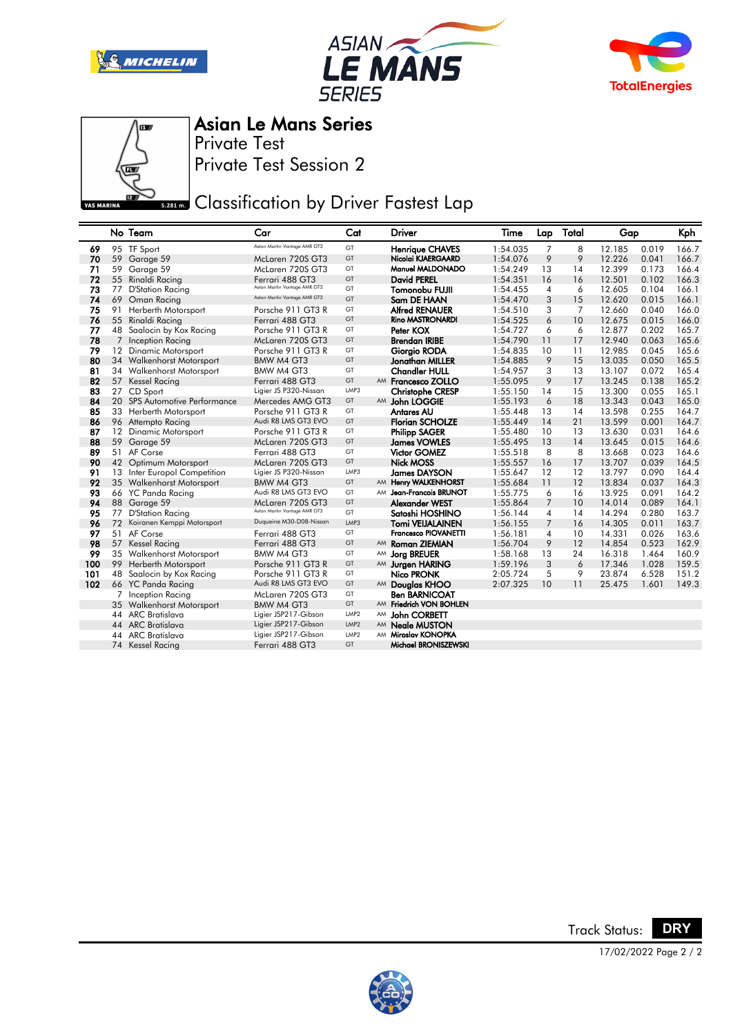# Asian Le Mans Series

Private Test

Private Test Session 2

VAS MARINA 5.281 m.

## Classification by Driver Fastest Lap

| | No | Team | Car | Cat | | Driver | Time | Lap | Total | Gap | | Kph |
|---|---|---|---|---|---|---|---|---|---|---|---|---|
| 69 | 95 | TF Sport | Aston Martin Vantage AMR GT3 | GT | | Henrique CHAVES | 1:54.035 | 7 | 8 | 12.185 | 0.019 | 166.7 |
| 70 | 59 | Garage 59 | McLaren 720S GT3 | GT | | Nicolai KJAERGAARD | 1:54.076 | 9 | 9 | 12.226 | 0.041 | 166.7 |
| 71 | 59 | Garage 59 | McLaren 720S GT3 | GT | | Manuel MALDONADO | 1:54.249 | 13 | 14 | 12.399 | 0.173 | 166.4 |
| 72 | 55 | Rinaldi Racing | Ferrari 488 GT3 | GT | | David PEREL | 1:54.351 | 16 | 16 | 12.501 | 0.102 | 166.3 |
| 73 | 77 | D'Station Racing | Aston Martin Vantage AMR GT3 | GT | | Tomonobu FUJII | 1:54.455 | 4 | 6 | 12.605 | 0.104 | 166.1 |
| 74 | 69 | Oman Racing | Aston Martin Vantage AMR GT3 | GT | | Sam DE HAAN | 1:54.470 | 3 | 15 | 12.620 | 0.015 | 166.1 |
| 75 | 91 | Herberth Motorsport | Porsche 911 GT3 R | GT | | Alfred RENAUER | 1:54.510 | 3 | 7 | 12.660 | 0.040 | 166.0 |
| 76 | 55 | Rinaldi Racing | Ferrari 488 GT3 | GT | | Rino MASTRONARDI | 1:54.525 | 6 | 10 | 12.675 | 0.015 | 166.0 |
| 77 | 48 | Saalocin by Kox Racing | Porsche 911 GT3 R | GT | | Peter KOX | 1:54.727 | 6 | 6 | 12.877 | 0.202 | 165.7 |
| 78 | 7 | Inception Racing | McLaren 720S GT3 | GT | | Brendan IRIBE | 1:54.790 | 11 | 17 | 12.940 | 0.063 | 165.6 |
| 79 | 12 | Dinamic Motorsport | Porsche 911 GT3 R | GT | | Giorgio RODA | 1:54.835 | 10 | 11 | 12.985 | 0.045 | 165.6 |
| 80 | 34 | Walkenhorst Motorsport | BMW M4 GT3 | GT | | Jonathan MILLER | 1:54.885 | 9 | 15 | 13.035 | 0.050 | 165.5 |
| 81 | 34 | Walkenhorst Motorsport | BMW M4 GT3 | GT | | Chandler HULL | 1:54.957 | 3 | 13 | 13.107 | 0.072 | 165.4 |
| 82 | 57 | Kessel Racing | Ferrari 488 GT3 | GT | AM | Francesco ZOLLO | 1:55.095 | 9 | 17 | 13.245 | 0.138 | 165.2 |
| 83 | 27 | CD Sport | Ligier JS P320-Nissan | LMP3 | | Christophe CRESP | 1:55.150 | 14 | 15 | 13.300 | 0.055 | 165.1 |
| 84 | 20 | SPS Automotive Performance | Mercedes AMG GT3 | GT | AM | John LOGGIE | 1:55.193 | 6 | 18 | 13.343 | 0.043 | 165.0 |
| 85 | 33 | Herberth Motorsport | Porsche 911 GT3 R | GT | | Antares AU | 1:55.448 | 13 | 14 | 13.598 | 0.255 | 164.7 |
| 86 | 96 | Attempto Racing | Audi R8 LMS GT3 EVO | GT | | Florian SCHOLZE | 1:55.449 | 14 | 21 | 13.599 | 0.001 | 164.7 |
| 87 | 12 | Dinamic Motorsport | Porsche 911 GT3 R | GT | | Philipp SAGER | 1:55.480 | 10 | 13 | 13.630 | 0.031 | 164.6 |
| 88 | 59 | Garage 59 | McLaren 720S GT3 | GT | | James VOWLES | 1:55.495 | 13 | 14 | 13.645 | 0.015 | 164.6 |
| 89 | 51 | AF Corse | Ferrari 488 GT3 | GT | | Victor GOMEZ | 1:55.518 | 8 | 8 | 13.668 | 0.023 | 164.6 |
| 90 | 42 | Optimum Motorsport | McLaren 720S GT3 | GT | | Nick MOSS | 1:55.557 | 16 | 17 | 13.707 | 0.039 | 164.5 |
| 91 | 13 | Inter Europol Competition | Ligier JS P320-Nissan | LMP3 | | James DAYSON | 1:55.647 | 12 | 12 | 13.797 | 0.090 | 164.4 |
| 92 | 35 | Walkenhorst Motorsport | BMW M4 GT3 | GT | AM | Henry WALKENHORST | 1:55.684 | 11 | 12 | 13.834 | 0.037 | 164.3 |
| 93 | 66 | YC Panda Racing | Audi R8 LMS GT3 EVO | GT | AM | Jean-Francois BRUNOT | 1:55.775 | 6 | 16 | 13.925 | 0.091 | 164.2 |
| 94 | 88 | Garage 59 | McLaren 720S GT3 | GT | | Alexander WEST | 1:55.864 | 7 | 10 | 14.014 | 0.089 | 164.1 |
| 95 | 77 | D'Station Racing | Aston Martin Vantage AMR GT3 | GT | | Satoshi HOSHINO | 1:56.144 | 4 | 14 | 14.294 | 0.280 | 163.7 |
| 96 | 72 | Koiranen Kemppi Motorsport | Duqueine M30-D08-Nissan | LMP3 | | Tomi VEIJALAINEN | 1:56.155 | 7 | 16 | 14.305 | 0.011 | 163.7 |
| 97 | 51 | AF Corse | Ferrari 488 GT3 | GT | | Francesco PIOVANETTI | 1:56.181 | 4 | 10 | 14.331 | 0.026 | 163.6 |
| 98 | 57 | Kessel Racing | Ferrari 488 GT3 | GT | AM | Roman ZIEMIAN | 1:56.704 | 9 | 12 | 14.854 | 0.523 | 162.9 |
| 99 | 35 | Walkenhorst Motorsport | BMW M4 GT3 | GT | AM | Jorg BREUER | 1:58.168 | 13 | 24 | 16.318 | 1.464 | 160.9 |
| 100 | 99 | Herberth Motorsport | Porsche 911 GT3 R | GT | AM | Jurgen HARING | 1:59.196 | 3 | 6 | 17.346 | 1.028 | 159.5 |
| 101 | 48 | Saalocin by Kox Racing | Porsche 911 GT3 R | GT | | Nico PRONK | 2:05.724 | 5 | 9 | 23.874 | 6.528 | 151.2 |
| 102 | 66 | YC Panda Racing | Audi R8 LMS GT3 EVO | GT | AM | Douglas KHOO | 2:07.325 | 10 | 11 | 25.475 | 1.601 | 149.3 |
| | 7 | Inception Racing | McLaren 720S GT3 | GT | | Ben BARNICOAT | | | | | | |
| | 35 | Walkenhorst Motorsport | BMW M4 GT3 | GT | AM | Friedrich VON BOHLEN | | | | | | |
| | 44 | ARC Bratislava | Ligier JSP217-Gibson | LMP2 | AM | John CORBETT | | | | | | |
| | 44 | ARC Bratislava | Ligier JSP217-Gibson | LMP2 | AM | Neale MUSTON | | | | | | |
| | 44 | ARC Bratislava | Ligier JSP217-Gibson | LMP2 | AM | Miroslav KONOPKA | | | | | | |
| | 74 | Kessel Racing | Ferrari 488 GT3 | GT | | Michael BRONISZEWSKI | | | | | | |

Track Status: **DRY**

17/02/2022